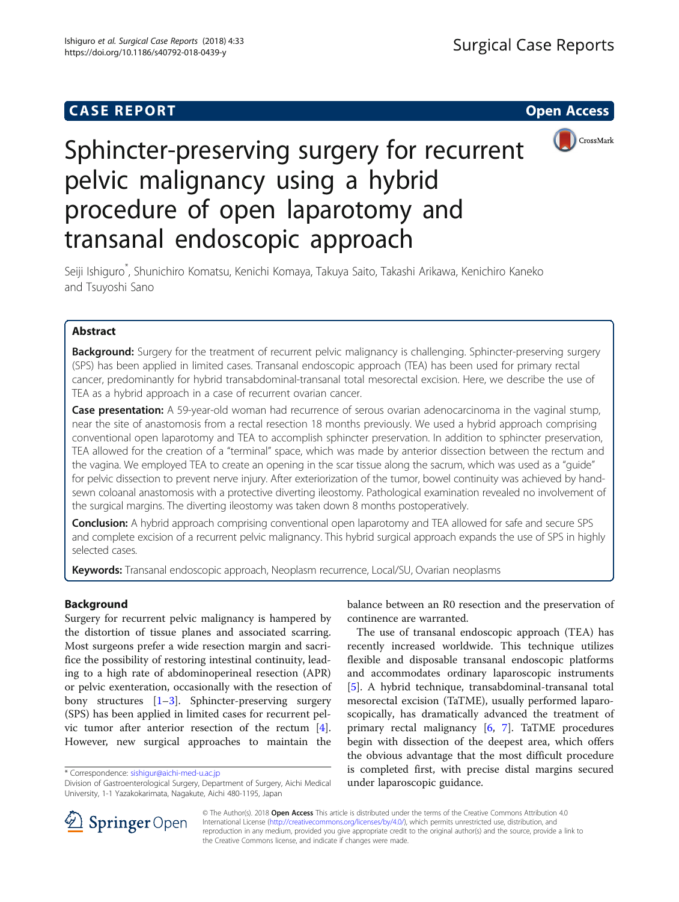CASE REPORT

Open Access

# Sphincter-preserving surgery for recurrent pelvic malignancy using a hybrid procedure of open laparotomy and transanal endoscopic approach

Seiji Ishiguro*, Shunichiro Komatsu, Kenichi Komaya, Takuya Saito, Takashi Arikawa, Kenichiro Kaneko and Tsuyoshi Sano

## Abstract

**Background:** Surgery for the treatment of recurrent pelvic malignancy is challenging. Sphincter-preserving surgery (SPS) has been applied in limited cases. Transanal endoscopic approach (TEA) has been used for primary rectal cancer, predominantly for hybrid transabdominal-transanal total mesorectal excision. Here, we describe the use of TEA as a hybrid approach in a case of recurrent ovarian cancer.

**Case presentation:** A 59-year-old woman had recurrence of serous ovarian adenocarcinoma in the vaginal stump, near the site of anastomosis from a rectal resection 18 months previously. We used a hybrid approach comprising conventional open laparotomy and TEA to accomplish sphincter preservation. In addition to sphincter preservation, TEA allowed for the creation of a "terminal" space, which was made by anterior dissection between the rectum and the vagina. We employed TEA to create an opening in the scar tissue along the sacrum, which was used as a "guide" for pelvic dissection to prevent nerve injury. After exteriorization of the tumor, bowel continuity was achieved by hand-sewn coloanal anastomosis with a protective diverting ileostomy. Pathological examination revealed no involvement of the surgical margins. The diverting ileostomy was taken down 8 months postoperatively.

**Conclusion:** A hybrid approach comprising conventional open laparotomy and TEA allowed for safe and secure SPS and complete excision of a recurrent pelvic malignancy. This hybrid surgical approach expands the use of SPS in highly selected cases.

**Keywords:** Transanal endoscopic approach, Neoplasm recurrence, Local/SU, Ovarian neoplasms

## Background

Surgery for recurrent pelvic malignancy is hampered by the distortion of tissue planes and associated scarring. Most surgeons prefer a wide resection margin and sacrifice the possibility of restoring intestinal continuity, leading to a high rate of abdominoperineal resection (APR) or pelvic exenteration, occasionally with the resection of bony structures [1–3]. Sphincter-preserving surgery (SPS) has been applied in limited cases for recurrent pelvic tumor after anterior resection of the rectum [4]. However, new surgical approaches to maintain the balance between an R0 resection and the preservation of continence are warranted.

The use of transanal endoscopic approach (TEA) has recently increased worldwide. This technique utilizes flexible and disposable transanal endoscopic platforms and accommodates ordinary laparoscopic instruments [5]. A hybrid technique, transabdominal-transanal total mesorectal excision (TaTME), usually performed laparoscopically, has dramatically advanced the treatment of primary rectal malignancy [6, 7]. TaTME procedures begin with dissection of the deepest area, which offers the obvious advantage that the most difficult procedure is completed first, with precise distal margins secured under laparoscopic guidance.

\* Correspondence: sishigur@aichi-med-u.ac.jp
Division of Gastroenterological Surgery, Department of Surgery, Aichi Medical University, 1-1 Yazakokarimata, Nagakute, Aichi 480-1195, Japan

© The Author(s). 2018 **Open Access** This article is distributed under the terms of the Creative Commons Attribution 4.0 International License (http://creativecommons.org/licenses/by/4.0/), which permits unrestricted use, distribution, and reproduction in any medium, provided you give appropriate credit to the original author(s) and the source, provide a link to the Creative Commons license, and indicate if changes were made.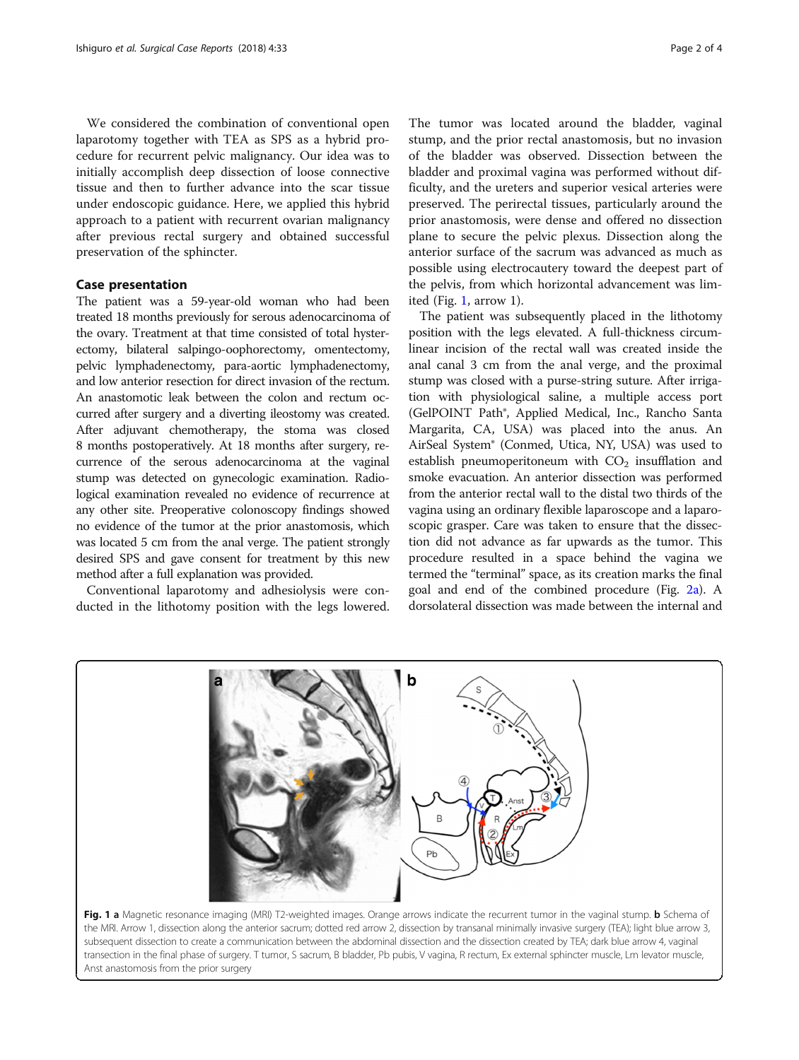We considered the combination of conventional open laparotomy together with TEA as SPS as a hybrid procedure for recurrent pelvic malignancy. Our idea was to initially accomplish deep dissection of loose connective tissue and then to further advance into the scar tissue under endoscopic guidance. Here, we applied this hybrid approach to a patient with recurrent ovarian malignancy after previous rectal surgery and obtained successful preservation of the sphincter.

## Case presentation

The patient was a 59-year-old woman who had been treated 18 months previously for serous adenocarcinoma of the ovary. Treatment at that time consisted of total hysterectomy, bilateral salpingo-oophorectomy, omentectomy, pelvic lymphadenectomy, para-aortic lymphadenectomy, and low anterior resection for direct invasion of the rectum. An anastomotic leak between the colon and rectum occurred after surgery and a diverting ileostomy was created. After adjuvant chemotherapy, the stoma was closed 8 months postoperatively. At 18 months after surgery, recurrence of the serous adenocarcinoma at the vaginal stump was detected on gynecologic examination. Radiological examination revealed no evidence of recurrence at any other site. Preoperative colonoscopy findings showed no evidence of the tumor at the prior anastomosis, which was located 5 cm from the anal verge. The patient strongly desired SPS and gave consent for treatment by this new method after a full explanation was provided.

Conventional laparotomy and adhesiolysis were conducted in the lithotomy position with the legs lowered. The tumor was located around the bladder, vaginal stump, and the prior rectal anastomosis, but no invasion of the bladder was observed. Dissection between the bladder and proximal vagina was performed without difficulty, and the ureters and superior vesical arteries were preserved. The perirectal tissues, particularly around the prior anastomosis, were dense and offered no dissection plane to secure the pelvic plexus. Dissection along the anterior surface of the sacrum was advanced as much as possible using electrocautery toward the deepest part of the pelvis, from which horizontal advancement was limited (Fig. 1, arrow 1).

The patient was subsequently placed in the lithotomy position with the legs elevated. A full-thickness circumlinear incision of the rectal wall was created inside the anal canal 3 cm from the anal verge, and the proximal stump was closed with a purse-string suture. After irrigation with physiological saline, a multiple access port (GelPOINT Path®, Applied Medical, Inc., Rancho Santa Margarita, CA, USA) was placed into the anus. An AirSeal System® (Conmed, Utica, NY, USA) was used to establish pneumoperitoneum with $CO_2$ insufflation and smoke evacuation. An anterior dissection was performed from the anterior rectal wall to the distal two thirds of the vagina using an ordinary flexible laparoscope and a laparoscopic grasper. Care was taken to ensure that the dissection did not advance as far upwards as the tumor. This procedure resulted in a space behind the vagina we termed the "terminal" space, as its creation marks the final goal and end of the combined procedure (Fig. 2a). A dorsolateral dissection was made between the internal and

**Fig. 1** **a** Magnetic resonance imaging (MRI) T2-weighted images. Orange arrows indicate the recurrent tumor in the vaginal stump. **b** Schema of the MRI. Arrow 1, dissection along the anterior sacrum; dotted red arrow 2, dissection by transanal minimally invasive surgery (TEA); light blue arrow 3, subsequent dissection to create a communication between the abdominal dissection and the dissection created by TEA; dark blue arrow 4, vaginal transection in the final phase of surgery. T tumor, S sacrum, B bladder, Pb pubis, V vagina, R rectum, Ex external sphincter muscle, Lm levator muscle, Anst anastomosis from the prior surgery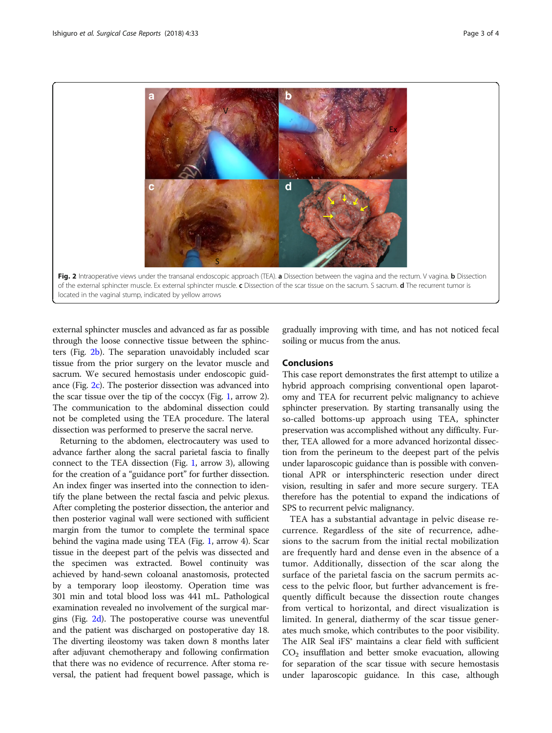Fig. 2 Intraoperative views under the transanal endoscopic approach (TEA). **a** Dissection between the vagina and the rectum. V vagina. **b** Dissection of the external sphincter muscle. Ex external sphincter muscle. **c** Dissection of the scar tissue on the sacrum. S sacrum. **d** The recurrent tumor is located in the vaginal stump, indicated by yellow arrows

external sphincter muscles and advanced as far as possible through the loose connective tissue between the sphincters (Fig. 2b). The separation unavoidably included scar tissue from the prior surgery on the levator muscle and sacrum. We secured hemostasis under endoscopic guidance (Fig. 2c). The posterior dissection was advanced into the scar tissue over the tip of the coccyx (Fig. 1, arrow 2). The communication to the abdominal dissection could not be completed using the TEA procedure. The lateral dissection was performed to preserve the sacral nerve.

Returning to the abdomen, electrocautery was used to advance farther along the sacral parietal fascia to finally connect to the TEA dissection (Fig. 1, arrow 3), allowing for the creation of a "guidance port" for further dissection. An index finger was inserted into the connection to identify the plane between the rectal fascia and pelvic plexus. After completing the posterior dissection, the anterior and then posterior vaginal wall were sectioned with sufficient margin from the tumor to complete the terminal space behind the vagina made using TEA (Fig. 1, arrow 4). Scar tissue in the deepest part of the pelvis was dissected and the specimen was extracted. Bowel continuity was achieved by hand-sewn coloanal anastomosis, protected by a temporary loop ileostomy. Operation time was 301 min and total blood loss was 441 mL. Pathological examination revealed no involvement of the surgical margins (Fig. 2d). The postoperative course was uneventful and the patient was discharged on postoperative day 18. The diverting ileostomy was taken down 8 months later after adjuvant chemotherapy and following confirmation that there was no evidence of recurrence. After stoma reversal, the patient had frequent bowel passage, which is gradually improving with time, and has not noticed fecal soiling or mucus from the anus.

## Conclusions

This case report demonstrates the first attempt to utilize a hybrid approach comprising conventional open laparotomy and TEA for recurrent pelvic malignancy to achieve sphincter preservation. By starting transanally using the so-called bottoms-up approach using TEA, sphincter preservation was accomplished without any difficulty. Further, TEA allowed for a more advanced horizontal dissection from the perineum to the deepest part of the pelvis under laparoscopic guidance than is possible with conventional APR or intersphincteric resection under direct vision, resulting in safer and more secure surgery. TEA therefore has the potential to expand the indications of SPS to recurrent pelvic malignancy.

TEA has a substantial advantage in pelvic disease recurrence. Regardless of the site of recurrence, adhesions to the sacrum from the initial rectal mobilization are frequently hard and dense even in the absence of a tumor. Additionally, dissection of the scar along the surface of the parietal fascia on the sacrum permits access to the pelvic floor, but further advancement is frequently difficult because the dissection route changes from vertical to horizontal, and direct visualization is limited. In general, diathermy of the scar tissue generates much smoke, which contributes to the poor visibility. The AIR Seal iFS® maintains a clear field with sufficient $CO_2$ insufflation and better smoke evacuation, allowing for separation of the scar tissue with secure hemostasis under laparoscopic guidance. In this case, although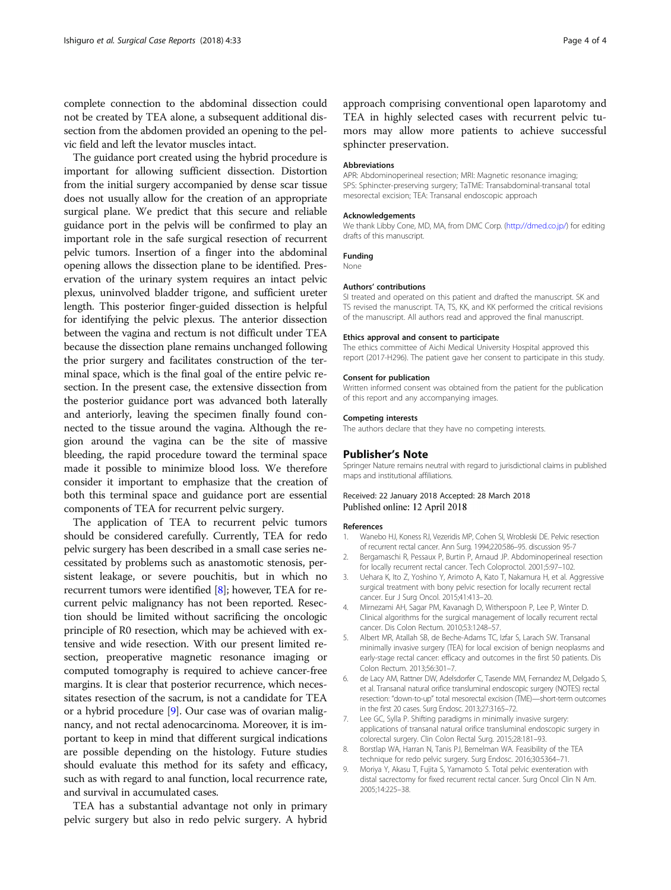complete connection to the abdominal dissection could not be created by TEA alone, a subsequent additional dissection from the abdomen provided an opening to the pelvic field and left the levator muscles intact.

The guidance port created using the hybrid procedure is important for allowing sufficient dissection. Distortion from the initial surgery accompanied by dense scar tissue does not usually allow for the creation of an appropriate surgical plane. We predict that this secure and reliable guidance port in the pelvis will be confirmed to play an important role in the safe surgical resection of recurrent pelvic tumors. Insertion of a finger into the abdominal opening allows the dissection plane to be identified. Preservation of the urinary system requires an intact pelvic plexus, uninvolved bladder trigone, and sufficient ureter length. This posterior finger-guided dissection is helpful for identifying the pelvic plexus. The anterior dissection between the vagina and rectum is not difficult under TEA because the dissection plane remains unchanged following the prior surgery and facilitates construction of the terminal space, which is the final goal of the entire pelvic resection. In the present case, the extensive dissection from the posterior guidance port was advanced both laterally and anteriorly, leaving the specimen finally found connected to the tissue around the vagina. Although the region around the vagina can be the site of massive bleeding, the rapid procedure toward the terminal space made it possible to minimize blood loss. We therefore consider it important to emphasize that the creation of both this terminal space and guidance port are essential components of TEA for recurrent pelvic surgery.

The application of TEA to recurrent pelvic tumors should be considered carefully. Currently, TEA for redo pelvic surgery has been described in a small case series necessitated by problems such as anastomotic stenosis, persistent leakage, or severe pouchitis, but in which no recurrent tumors were identified [8]; however, TEA for recurrent pelvic malignancy has not been reported. Resection should be limited without sacrificing the oncologic principle of R0 resection, which may be achieved with extensive and wide resection. With our present limited resection, preoperative magnetic resonance imaging or computed tomography is required to achieve cancer-free margins. It is clear that posterior recurrence, which necessitates resection of the sacrum, is not a candidate for TEA or a hybrid procedure [9]. Our case was of ovarian malignancy, and not rectal adenocarcinoma. Moreover, it is important to keep in mind that different surgical indications are possible depending on the histology. Future studies should evaluate this method for its safety and efficacy, such as with regard to anal function, local recurrence rate, and survival in accumulated cases.

TEA has a substantial advantage not only in primary pelvic surgery but also in redo pelvic surgery. A hybrid approach comprising conventional open laparotomy and TEA in highly selected cases with recurrent pelvic tumors may allow more patients to achieve successful sphincter preservation.

#### Abbreviations

APR: Abdominoperineal resection; MRI: Magnetic resonance imaging; SPS: Sphincter-preserving surgery; TaTME: Transabdominal-transanal total mesorectal excision; TEA: Transanal endoscopic approach

#### Acknowledgements

We thank Libby Cone, MD, MA, from DMC Corp. (http://dmed.co.jp/) for editing drafts of this manuscript.

#### Funding

None

#### Authors' contributions

SI treated and operated on this patient and drafted the manuscript. SK and TS revised the manuscript. TA, TS, KK, and KK performed the critical revisions of the manuscript. All authors read and approved the final manuscript.

#### Ethics approval and consent to participate

The ethics committee of Aichi Medical University Hospital approved this report (2017-H296). The patient gave her consent to participate in this study.

#### Consent for publication

Written informed consent was obtained from the patient for the publication of this report and any accompanying images.

#### Competing interests

The authors declare that they have no competing interests.

### Publisher's Note

Springer Nature remains neutral with regard to jurisdictional claims in published maps and institutional affiliations.

Received: 22 January 2018 Accepted: 28 March 2018
Published online: 12 April 2018

#### References

1. Wanebo HJ, Koness RJ, Vezeridis MP, Cohen SI, Wrobleski DE. Pelvic resection of recurrent rectal cancer. Ann Surg. 1994;220:586–95. discussion 95-7
2. Bergamaschi R, Pessaux P, Burtin P, Arnaud JP. Abdominoperineal resection for locally recurrent rectal cancer. Tech Coloproctol. 2001;5:97–102.
3. Uehara K, Ito Z, Yoshino Y, Arimoto A, Kato T, Nakamura H, et al. Aggressive surgical treatment with bony pelvic resection for locally recurrent rectal cancer. Eur J Surg Oncol. 2015;41:413–20.
4. Mirnezami AH, Sagar PM, Kavanagh D, Witherspoon P, Lee P, Winter D. Clinical algorithms for the surgical management of locally recurrent rectal cancer. Dis Colon Rectum. 2010;53:1248–57.
5. Albert MR, Atallah SB, de Beche-Adams TC, Izfar S, Larach SW. Transanal minimally invasive surgery (TEA) for local excision of benign neoplasms and early-stage rectal cancer: efficacy and outcomes in the first 50 patients. Dis Colon Rectum. 2013;56:301–7.
6. de Lacy AM, Rattner DW, Adelsdorfer C, Tasende MM, Fernandez M, Delgado S, et al. Transanal natural orifice transluminal endoscopic surgery (NOTES) rectal resection: "down-to-up" total mesorectal excision (TME)—short-term outcomes in the first 20 cases. Surg Endosc. 2013;27:3165–72.
7. Lee GC, Sylla P. Shifting paradigms in minimally invasive surgery: applications of transanal natural orifice transluminal endoscopic surgery in colorectal surgery. Clin Colon Rectal Surg. 2015;28:181–93.
8. Borstlap WA, Harran N, Tanis PJ, Bemelman WA. Feasibility of the TEA technique for redo pelvic surgery. Surg Endosc. 2016;30:5364–71.
9. Moriya Y, Akasu T, Fujita S, Yamamoto S. Total pelvic exenteration with distal sacrectomy for fixed recurrent rectal cancer. Surg Oncol Clin N Am. 2005;14:225–38.